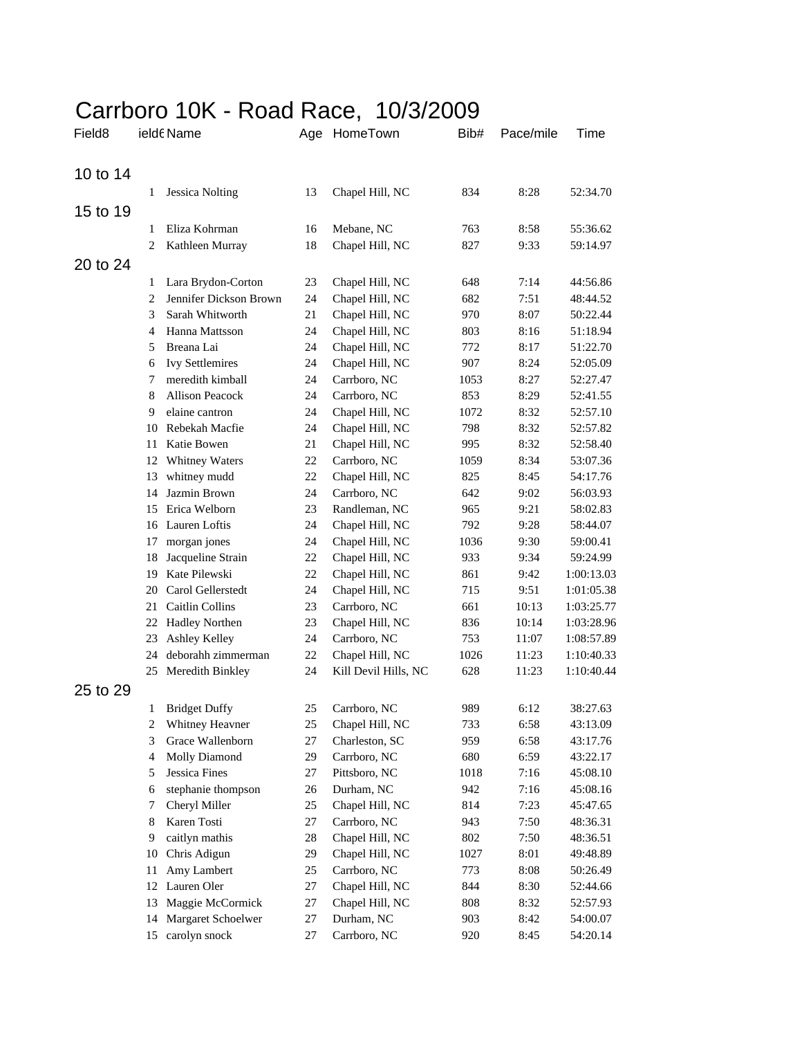# Carrboro 10K - Road Race, 10/3/2009

| Field8 | ield6 | Name | Age | HomeTown | Bib# | Pace/mile | Time |
|---|---|---|---|---|---|---|---|
| 10 to 14 | | | | | | | |
| | 1 | Jessica Nolting | 13 | Chapel Hill, NC | 834 | 8:28 | 52:34.70 |
| 15 to 19 | | | | | | | |
| | 1 | Eliza Kohrman | 16 | Mebane, NC | 763 | 8:58 | 55:36.62 |
| | 2 | Kathleen Murray | 18 | Chapel Hill, NC | 827 | 9:33 | 59:14.97 |
| 20 to 24 | | | | | | | |
| | 1 | Lara Brydon-Corton | 23 | Chapel Hill, NC | 648 | 7:14 | 44:56.86 |
| | 2 | Jennifer Dickson Brown | 24 | Chapel Hill, NC | 682 | 7:51 | 48:44.52 |
| | 3 | Sarah Whitworth | 21 | Chapel Hill, NC | 970 | 8:07 | 50:22.44 |
| | 4 | Hanna Mattsson | 24 | Chapel Hill, NC | 803 | 8:16 | 51:18.94 |
| | 5 | Breana Lai | 24 | Chapel Hill, NC | 772 | 8:17 | 51:22.70 |
| | 6 | Ivy Settlemires | 24 | Chapel Hill, NC | 907 | 8:24 | 52:05.09 |
| | 7 | meredith kimball | 24 | Carrboro, NC | 1053 | 8:27 | 52:27.47 |
| | 8 | Allison Peacock | 24 | Carrboro, NC | 853 | 8:29 | 52:41.55 |
| | 9 | elaine cantron | 24 | Chapel Hill, NC | 1072 | 8:32 | 52:57.10 |
| | 10 | Rebekah Macfie | 24 | Chapel Hill, NC | 798 | 8:32 | 52:57.82 |
| | 11 | Katie Bowen | 21 | Chapel Hill, NC | 995 | 8:32 | 52:58.40 |
| | 12 | Whitney Waters | 22 | Carrboro, NC | 1059 | 8:34 | 53:07.36 |
| | 13 | whitney mudd | 22 | Chapel Hill, NC | 825 | 8:45 | 54:17.76 |
| | 14 | Jazmin Brown | 24 | Carrboro, NC | 642 | 9:02 | 56:03.93 |
| | 15 | Erica Welborn | 23 | Randleman, NC | 965 | 9:21 | 58:02.83 |
| | 16 | Lauren Loftis | 24 | Chapel Hill, NC | 792 | 9:28 | 58:44.07 |
| | 17 | morgan jones | 24 | Chapel Hill, NC | 1036 | 9:30 | 59:00.41 |
| | 18 | Jacqueline Strain | 22 | Chapel Hill, NC | 933 | 9:34 | 59:24.99 |
| | 19 | Kate Pilewski | 22 | Chapel Hill, NC | 861 | 9:42 | 1:00:13.03 |
| | 20 | Carol Gellerstedt | 24 | Chapel Hill, NC | 715 | 9:51 | 1:01:05.38 |
| | 21 | Caitlin Collins | 23 | Carrboro, NC | 661 | 10:13 | 1:03:25.77 |
| | 22 | Hadley Northen | 23 | Chapel Hill, NC | 836 | 10:14 | 1:03:28.96 |
| | 23 | Ashley Kelley | 24 | Carrboro, NC | 753 | 11:07 | 1:08:57.89 |
| | 24 | deborahh zimmerman | 22 | Chapel Hill, NC | 1026 | 11:23 | 1:10:40.33 |
| | 25 | Meredith Binkley | 24 | Kill Devil Hills, NC | 628 | 11:23 | 1:10:40.44 |
| 25 to 29 | | | | | | | |
| | 1 | Bridget Duffy | 25 | Carrboro, NC | 989 | 6:12 | 38:27.63 |
| | 2 | Whitney Heavner | 25 | Chapel Hill, NC | 733 | 6:58 | 43:13.09 |
| | 3 | Grace Wallenborn | 27 | Charleston, SC | 959 | 6:58 | 43:17.76 |
| | 4 | Molly Diamond | 29 | Carrboro, NC | 680 | 6:59 | 43:22.17 |
| | 5 | Jessica Fines | 27 | Pittsboro, NC | 1018 | 7:16 | 45:08.10 |
| | 6 | stephanie thompson | 26 | Durham, NC | 942 | 7:16 | 45:08.16 |
| | 7 | Cheryl Miller | 25 | Chapel Hill, NC | 814 | 7:23 | 45:47.65 |
| | 8 | Karen Tosti | 27 | Carrboro, NC | 943 | 7:50 | 48:36.31 |
| | 9 | caitlyn mathis | 28 | Chapel Hill, NC | 802 | 7:50 | 48:36.51 |
| | 10 | Chris Adigun | 29 | Chapel Hill, NC | 1027 | 8:01 | 49:48.89 |
| | 11 | Amy Lambert | 25 | Carrboro, NC | 773 | 8:08 | 50:26.49 |
| | 12 | Lauren Oler | 27 | Chapel Hill, NC | 844 | 8:30 | 52:44.66 |
| | 13 | Maggie McCormick | 27 | Chapel Hill, NC | 808 | 8:32 | 52:57.93 |
| | 14 | Margaret Schoelwer | 27 | Durham, NC | 903 | 8:42 | 54:00.07 |
| | 15 | carolyn snock | 27 | Carrboro, NC | 920 | 8:45 | 54:20.14 |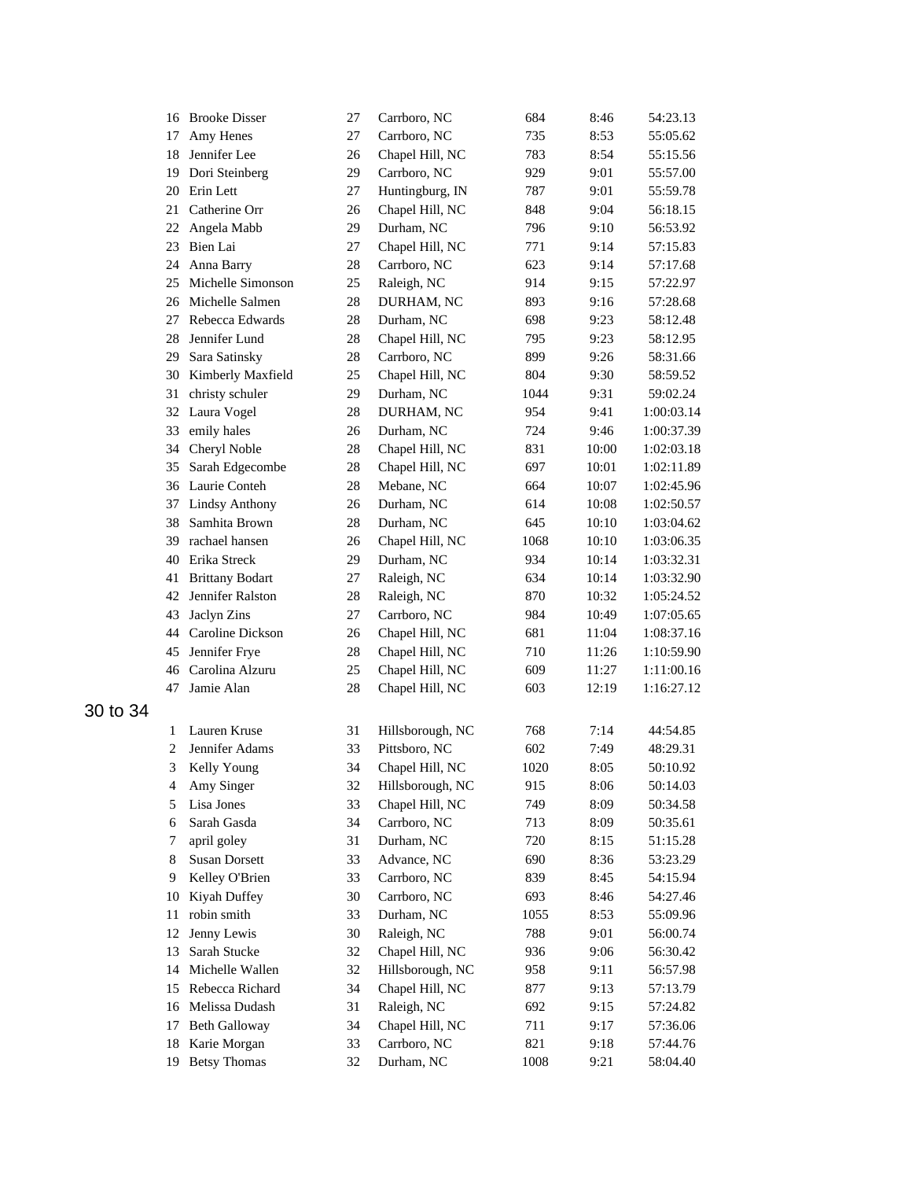| | | | | | | |
|---|---|---|---|---|---|---|
| 16 | Brooke Disser | 27 | Carrboro, NC | 684 | 8:46 | 54:23.13 |
| 17 | Amy Henes | 27 | Carrboro, NC | 735 | 8:53 | 55:05.62 |
| 18 | Jennifer Lee | 26 | Chapel Hill, NC | 783 | 8:54 | 55:15.56 |
| 19 | Dori Steinberg | 29 | Carrboro, NC | 929 | 9:01 | 55:57.00 |
| 20 | Erin Lett | 27 | Huntingburg, IN | 787 | 9:01 | 55:59.78 |
| 21 | Catherine Orr | 26 | Chapel Hill, NC | 848 | 9:04 | 56:18.15 |
| 22 | Angela Mabb | 29 | Durham, NC | 796 | 9:10 | 56:53.92 |
| 23 | Bien Lai | 27 | Chapel Hill, NC | 771 | 9:14 | 57:15.83 |
| 24 | Anna Barry | 28 | Carrboro, NC | 623 | 9:14 | 57:17.68 |
| 25 | Michelle Simonson | 25 | Raleigh, NC | 914 | 9:15 | 57:22.97 |
| 26 | Michelle Salmen | 28 | DURHAM, NC | 893 | 9:16 | 57:28.68 |
| 27 | Rebecca Edwards | 28 | Durham, NC | 698 | 9:23 | 58:12.48 |
| 28 | Jennifer Lund | 28 | Chapel Hill, NC | 795 | 9:23 | 58:12.95 |
| 29 | Sara Satinsky | 28 | Carrboro, NC | 899 | 9:26 | 58:31.66 |
| 30 | Kimberly Maxfield | 25 | Chapel Hill, NC | 804 | 9:30 | 58:59.52 |
| 31 | christy schuler | 29 | Durham, NC | 1044 | 9:31 | 59:02.24 |
| 32 | Laura Vogel | 28 | DURHAM, NC | 954 | 9:41 | 1:00:03.14 |
| 33 | emily hales | 26 | Durham, NC | 724 | 9:46 | 1:00:37.39 |
| 34 | Cheryl Noble | 28 | Chapel Hill, NC | 831 | 10:00 | 1:02:03.18 |
| 35 | Sarah Edgecombe | 28 | Chapel Hill, NC | 697 | 10:01 | 1:02:11.89 |
| 36 | Laurie Conteh | 28 | Mebane, NC | 664 | 10:07 | 1:02:45.96 |
| 37 | Lindsy Anthony | 26 | Durham, NC | 614 | 10:08 | 1:02:50.57 |
| 38 | Samhita Brown | 28 | Durham, NC | 645 | 10:10 | 1:03:04.62 |
| 39 | rachael hansen | 26 | Chapel Hill, NC | 1068 | 10:10 | 1:03:06.35 |
| 40 | Erika Streck | 29 | Durham, NC | 934 | 10:14 | 1:03:32.31 |
| 41 | Brittany Bodart | 27 | Raleigh, NC | 634 | 10:14 | 1:03:32.90 |
| 42 | Jennifer Ralston | 28 | Raleigh, NC | 870 | 10:32 | 1:05:24.52 |
| 43 | Jaclyn Zins | 27 | Carrboro, NC | 984 | 10:49 | 1:07:05.65 |
| 44 | Caroline Dickson | 26 | Chapel Hill, NC | 681 | 11:04 | 1:08:37.16 |
| 45 | Jennifer Frye | 28 | Chapel Hill, NC | 710 | 11:26 | 1:10:59.90 |
| 46 | Carolina Alzuru | 25 | Chapel Hill, NC | 609 | 11:27 | 1:11:00.16 |
| 47 | Jamie Alan | 28 | Chapel Hill, NC | 603 | 12:19 | 1:16:27.12 |

## 30 to 34

| | | | | | | |
|---|---|---|---|---|---|---|
| 1 | Lauren Kruse | 31 | Hillsborough, NC | 768 | 7:14 | 44:54.85 |
| 2 | Jennifer Adams | 33 | Pittsboro, NC | 602 | 7:49 | 48:29.31 |
| 3 | Kelly Young | 34 | Chapel Hill, NC | 1020 | 8:05 | 50:10.92 |
| 4 | Amy Singer | 32 | Hillsborough, NC | 915 | 8:06 | 50:14.03 |
| 5 | Lisa Jones | 33 | Chapel Hill, NC | 749 | 8:09 | 50:34.58 |
| 6 | Sarah Gasda | 34 | Carrboro, NC | 713 | 8:09 | 50:35.61 |
| 7 | april goley | 31 | Durham, NC | 720 | 8:15 | 51:15.28 |
| 8 | Susan Dorsett | 33 | Advance, NC | 690 | 8:36 | 53:23.29 |
| 9 | Kelley O'Brien | 33 | Carrboro, NC | 839 | 8:45 | 54:15.94 |
| 10 | Kiyah Duffey | 30 | Carrboro, NC | 693 | 8:46 | 54:27.46 |
| 11 | robin smith | 33 | Durham, NC | 1055 | 8:53 | 55:09.96 |
| 12 | Jenny Lewis | 30 | Raleigh, NC | 788 | 9:01 | 56:00.74 |
| 13 | Sarah Stucke | 32 | Chapel Hill, NC | 936 | 9:06 | 56:30.42 |
| 14 | Michelle Wallen | 32 | Hillsborough, NC | 958 | 9:11 | 56:57.98 |
| 15 | Rebecca Richard | 34 | Chapel Hill, NC | 877 | 9:13 | 57:13.79 |
| 16 | Melissa Dudash | 31 | Raleigh, NC | 692 | 9:15 | 57:24.82 |
| 17 | Beth Galloway | 34 | Chapel Hill, NC | 711 | 9:17 | 57:36.06 |
| 18 | Karie Morgan | 33 | Carrboro, NC | 821 | 9:18 | 57:44.76 |
| 19 | Betsy Thomas | 32 | Durham, NC | 1008 | 9:21 | 58:04.40 |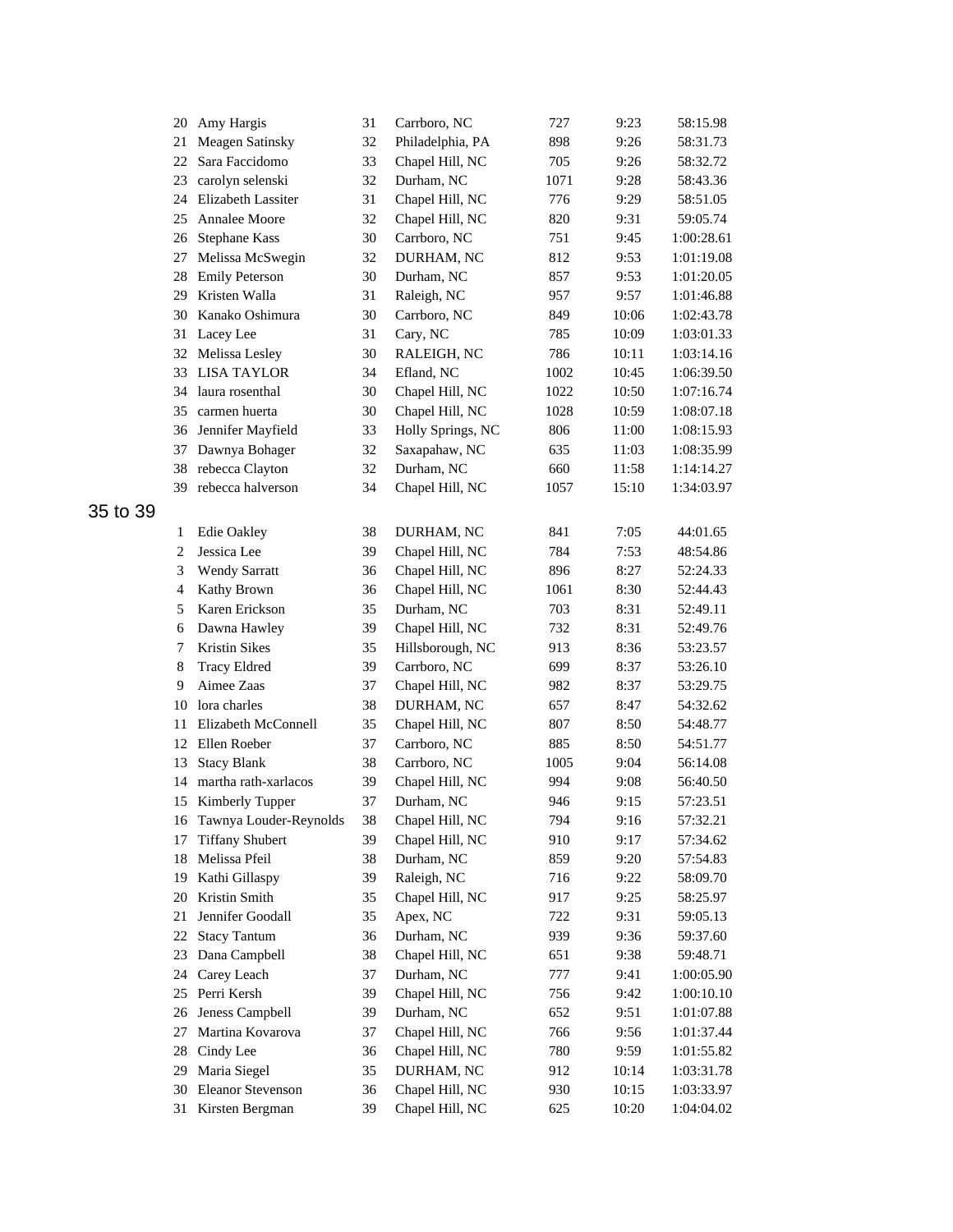| | | | | | | |
|---|---|---|---|---|---|---|
| 20 | Amy Hargis | 31 | Carrboro, NC | 727 | 9:23 | 58:15.98 |
| 21 | Meagen Satinsky | 32 | Philadelphia, PA | 898 | 9:26 | 58:31.73 |
| 22 | Sara Faccidomo | 33 | Chapel Hill, NC | 705 | 9:26 | 58:32.72 |
| 23 | carolyn selenski | 32 | Durham, NC | 1071 | 9:28 | 58:43.36 |
| 24 | Elizabeth Lassiter | 31 | Chapel Hill, NC | 776 | 9:29 | 58:51.05 |
| 25 | Annalee Moore | 32 | Chapel Hill, NC | 820 | 9:31 | 59:05.74 |
| 26 | Stephane Kass | 30 | Carrboro, NC | 751 | 9:45 | 1:00:28.61 |
| 27 | Melissa McSwegin | 32 | DURHAM, NC | 812 | 9:53 | 1:01:19.08 |
| 28 | Emily Peterson | 30 | Durham, NC | 857 | 9:53 | 1:01:20.05 |
| 29 | Kristen Walla | 31 | Raleigh, NC | 957 | 9:57 | 1:01:46.88 |
| 30 | Kanako Oshimura | 30 | Carrboro, NC | 849 | 10:06 | 1:02:43.78 |
| 31 | Lacey Lee | 31 | Cary, NC | 785 | 10:09 | 1:03:01.33 |
| 32 | Melissa Lesley | 30 | RALEIGH, NC | 786 | 10:11 | 1:03:14.16 |
| 33 | LISA TAYLOR | 34 | Efland, NC | 1002 | 10:45 | 1:06:39.50 |
| 34 | laura rosenthal | 30 | Chapel Hill, NC | 1022 | 10:50 | 1:07:16.74 |
| 35 | carmen huerta | 30 | Chapel Hill, NC | 1028 | 10:59 | 1:08:07.18 |
| 36 | Jennifer Mayfield | 33 | Holly Springs, NC | 806 | 11:00 | 1:08:15.93 |
| 37 | Dawnya Bohager | 32 | Saxapahaw, NC | 635 | 11:03 | 1:08:35.99 |
| 38 | rebecca Clayton | 32 | Durham, NC | 660 | 11:58 | 1:14:14.27 |
| 39 | rebecca halverson | 34 | Chapel Hill, NC | 1057 | 15:10 | 1:34:03.97 |

## 35 to 39

| | | | | | | |
|---|---|---|---|---|---|---|
| 1 | Edie Oakley | 38 | DURHAM, NC | 841 | 7:05 | 44:01.65 |
| 2 | Jessica Lee | 39 | Chapel Hill, NC | 784 | 7:53 | 48:54.86 |
| 3 | Wendy Sarratt | 36 | Chapel Hill, NC | 896 | 8:27 | 52:24.33 |
| 4 | Kathy Brown | 36 | Chapel Hill, NC | 1061 | 8:30 | 52:44.43 |
| 5 | Karen Erickson | 35 | Durham, NC | 703 | 8:31 | 52:49.11 |
| 6 | Dawna Hawley | 39 | Chapel Hill, NC | 732 | 8:31 | 52:49.76 |
| 7 | Kristin Sikes | 35 | Hillsborough, NC | 913 | 8:36 | 53:23.57 |
| 8 | Tracy Eldred | 39 | Carrboro, NC | 699 | 8:37 | 53:26.10 |
| 9 | Aimee Zaas | 37 | Chapel Hill, NC | 982 | 8:37 | 53:29.75 |
| 10 | lora charles | 38 | DURHAM, NC | 657 | 8:47 | 54:32.62 |
| 11 | Elizabeth McConnell | 35 | Chapel Hill, NC | 807 | 8:50 | 54:48.77 |
| 12 | Ellen Roeber | 37 | Carrboro, NC | 885 | 8:50 | 54:51.77 |
| 13 | Stacy Blank | 38 | Carrboro, NC | 1005 | 9:04 | 56:14.08 |
| 14 | martha rath-xarlacos | 39 | Chapel Hill, NC | 994 | 9:08 | 56:40.50 |
| 15 | Kimberly Tupper | 37 | Durham, NC | 946 | 9:15 | 57:23.51 |
| 16 | Tawnya Louder-Reynolds | 38 | Chapel Hill, NC | 794 | 9:16 | 57:32.21 |
| 17 | Tiffany Shubert | 39 | Chapel Hill, NC | 910 | 9:17 | 57:34.62 |
| 18 | Melissa Pfeil | 38 | Durham, NC | 859 | 9:20 | 57:54.83 |
| 19 | Kathi Gillaspy | 39 | Raleigh, NC | 716 | 9:22 | 58:09.70 |
| 20 | Kristin Smith | 35 | Chapel Hill, NC | 917 | 9:25 | 58:25.97 |
| 21 | Jennifer Goodall | 35 | Apex, NC | 722 | 9:31 | 59:05.13 |
| 22 | Stacy Tantum | 36 | Durham, NC | 939 | 9:36 | 59:37.60 |
| 23 | Dana Campbell | 38 | Chapel Hill, NC | 651 | 9:38 | 59:48.71 |
| 24 | Carey Leach | 37 | Durham, NC | 777 | 9:41 | 1:00:05.90 |
| 25 | Perri Kersh | 39 | Chapel Hill, NC | 756 | 9:42 | 1:00:10.10 |
| 26 | Jeness Campbell | 39 | Durham, NC | 652 | 9:51 | 1:01:07.88 |
| 27 | Martina Kovarova | 37 | Chapel Hill, NC | 766 | 9:56 | 1:01:37.44 |
| 28 | Cindy Lee | 36 | Chapel Hill, NC | 780 | 9:59 | 1:01:55.82 |
| 29 | Maria Siegel | 35 | DURHAM, NC | 912 | 10:14 | 1:03:31.78 |
| 30 | Eleanor Stevenson | 36 | Chapel Hill, NC | 930 | 10:15 | 1:03:33.97 |
| 31 | Kirsten Bergman | 39 | Chapel Hill, NC | 625 | 10:20 | 1:04:04.02 |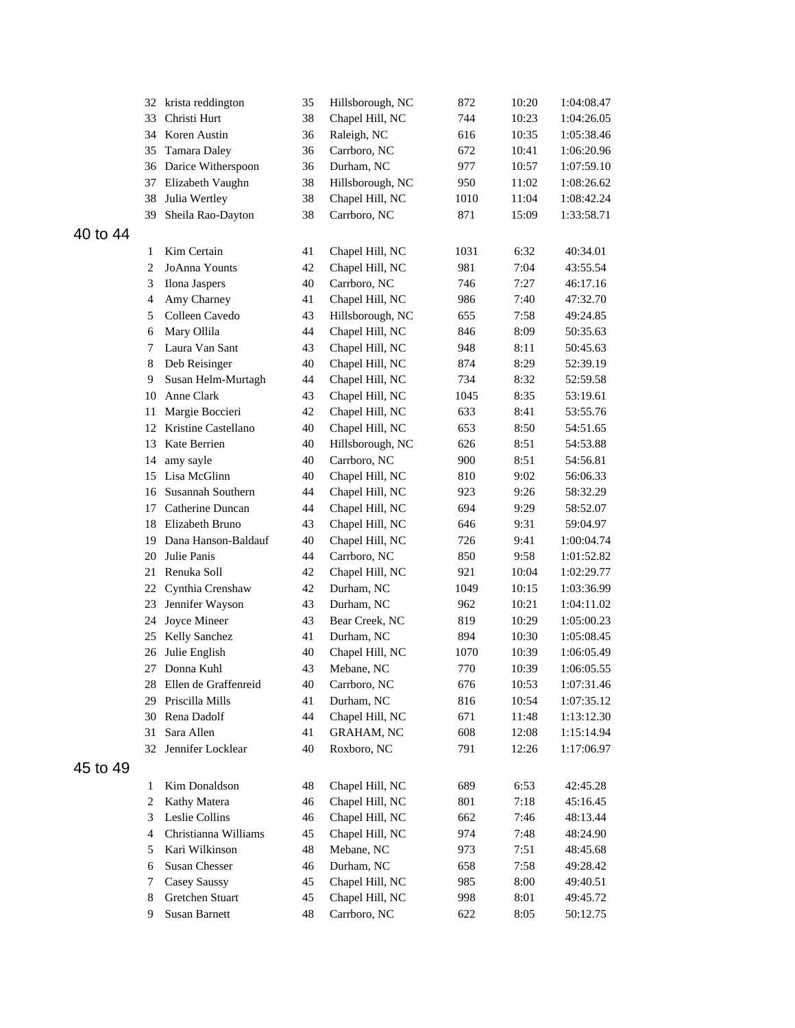| | | | | | | |
|---|---|---|---|---|---|---|
| 32 | krista reddington | 35 | Hillsborough, NC | 872 | 10:20 | 1:04:08.47 |
| 33 | Christi Hurt | 38 | Chapel Hill, NC | 744 | 10:23 | 1:04:26.05 |
| 34 | Koren Austin | 36 | Raleigh, NC | 616 | 10:35 | 1:05:38.46 |
| 35 | Tamara Daley | 36 | Carrboro, NC | 672 | 10:41 | 1:06:20.96 |
| 36 | Darice Witherspoon | 36 | Durham, NC | 977 | 10:57 | 1:07:59.10 |
| 37 | Elizabeth Vaughn | 38 | Hillsborough, NC | 950 | 11:02 | 1:08:26.62 |
| 38 | Julia Wertley | 38 | Chapel Hill, NC | 1010 | 11:04 | 1:08:42.24 |
| 39 | Sheila Rao-Dayton | 38 | Carrboro, NC | 871 | 15:09 | 1:33:58.71 |

## 40 to 44

| | | | | | | |
|---|---|---|---|---|---|---|
| 1 | Kim Certain | 41 | Chapel Hill, NC | 1031 | 6:32 | 40:34.01 |
| 2 | JoAnna Younts | 42 | Chapel Hill, NC | 981 | 7:04 | 43:55.54 |
| 3 | Ilona Jaspers | 40 | Carrboro, NC | 746 | 7:27 | 46:17.16 |
| 4 | Amy Charney | 41 | Chapel Hill, NC | 986 | 7:40 | 47:32.70 |
| 5 | Colleen Cavedo | 43 | Hillsborough, NC | 655 | 7:58 | 49:24.85 |
| 6 | Mary Ollila | 44 | Chapel Hill, NC | 846 | 8:09 | 50:35.63 |
| 7 | Laura Van Sant | 43 | Chapel Hill, NC | 948 | 8:11 | 50:45.63 |
| 8 | Deb Reisinger | 40 | Chapel Hill, NC | 874 | 8:29 | 52:39.19 |
| 9 | Susan Helm-Murtagh | 44 | Chapel Hill, NC | 734 | 8:32 | 52:59.58 |
| 10 | Anne Clark | 43 | Chapel Hill, NC | 1045 | 8:35 | 53:19.61 |
| 11 | Margie Boccieri | 42 | Chapel Hill, NC | 633 | 8:41 | 53:55.76 |
| 12 | Kristine Castellano | 40 | Chapel Hill, NC | 653 | 8:50 | 54:51.65 |
| 13 | Kate Berrien | 40 | Hillsborough, NC | 626 | 8:51 | 54:53.88 |
| 14 | amy sayle | 40 | Carrboro, NC | 900 | 8:51 | 54:56.81 |
| 15 | Lisa McGlinn | 40 | Chapel Hill, NC | 810 | 9:02 | 56:06.33 |
| 16 | Susannah Southern | 44 | Chapel Hill, NC | 923 | 9:26 | 58:32.29 |
| 17 | Catherine Duncan | 44 | Chapel Hill, NC | 694 | 9:29 | 58:52.07 |
| 18 | Elizabeth Bruno | 43 | Chapel Hill, NC | 646 | 9:31 | 59:04.97 |
| 19 | Dana Hanson-Baldauf | 40 | Chapel Hill, NC | 726 | 9:41 | 1:00:04.74 |
| 20 | Julie Panis | 44 | Carrboro, NC | 850 | 9:58 | 1:01:52.82 |
| 21 | Renuka Soll | 42 | Chapel Hill, NC | 921 | 10:04 | 1:02:29.77 |
| 22 | Cynthia Crenshaw | 42 | Durham, NC | 1049 | 10:15 | 1:03:36.99 |
| 23 | Jennifer Wayson | 43 | Durham, NC | 962 | 10:21 | 1:04:11.02 |
| 24 | Joyce Mineer | 43 | Bear Creek, NC | 819 | 10:29 | 1:05:00.23 |
| 25 | Kelly Sanchez | 41 | Durham, NC | 894 | 10:30 | 1:05:08.45 |
| 26 | Julie English | 40 | Chapel Hill, NC | 1070 | 10:39 | 1:06:05.49 |
| 27 | Donna Kuhl | 43 | Mebane, NC | 770 | 10:39 | 1:06:05.55 |
| 28 | Ellen de Graffenreid | 40 | Carrboro, NC | 676 | 10:53 | 1:07:31.46 |
| 29 | Priscilla Mills | 41 | Durham, NC | 816 | 10:54 | 1:07:35.12 |
| 30 | Rena Dadolf | 44 | Chapel Hill, NC | 671 | 11:48 | 1:13:12.30 |
| 31 | Sara Allen | 41 | GRAHAM, NC | 608 | 12:08 | 1:15:14.94 |
| 32 | Jennifer Locklear | 40 | Roxboro, NC | 791 | 12:26 | 1:17:06.97 |

## 45 to 49

| | | | | | | |
|---|---|---|---|---|---|---|
| 1 | Kim Donaldson | 48 | Chapel Hill, NC | 689 | 6:53 | 42:45.28 |
| 2 | Kathy Matera | 46 | Chapel Hill, NC | 801 | 7:18 | 45:16.45 |
| 3 | Leslie Collins | 46 | Chapel Hill, NC | 662 | 7:46 | 48:13.44 |
| 4 | Christianna Williams | 45 | Chapel Hill, NC | 974 | 7:48 | 48:24.90 |
| 5 | Kari Wilkinson | 48 | Mebane, NC | 973 | 7:51 | 48:45.68 |
| 6 | Susan Chesser | 46 | Durham, NC | 658 | 7:58 | 49:28.42 |
| 7 | Casey Saussy | 45 | Chapel Hill, NC | 985 | 8:00 | 49:40.51 |
| 8 | Gretchen Stuart | 45 | Chapel Hill, NC | 998 | 8:01 | 49:45.72 |
| 9 | Susan Barnett | 48 | Carrboro, NC | 622 | 8:05 | 50:12.75 |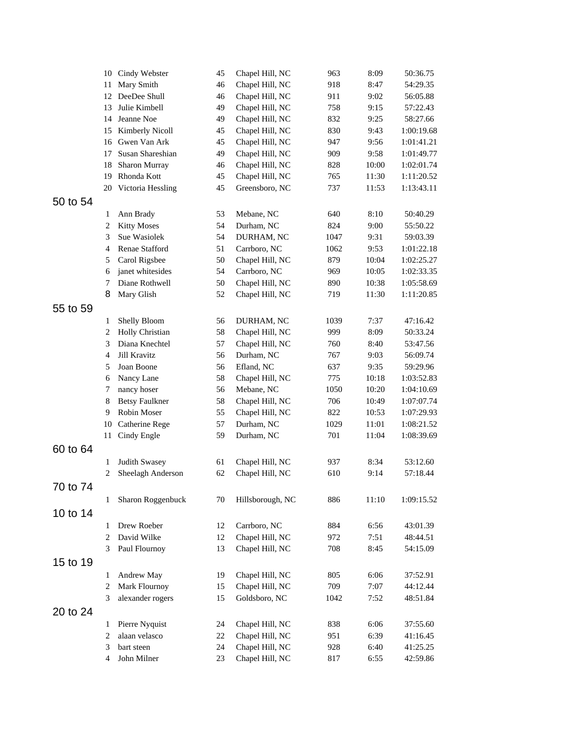| | | | | | | |
|---|---|---|---|---|---|---|
| 10 | Cindy Webster | 45 | Chapel Hill, NC | 963 | 8:09 | 50:36.75 |
| 11 | Mary Smith | 46 | Chapel Hill, NC | 918 | 8:47 | 54:29.35 |
| 12 | DeeDee Shull | 46 | Chapel Hill, NC | 911 | 9:02 | 56:05.88 |
| 13 | Julie Kimbell | 49 | Chapel Hill, NC | 758 | 9:15 | 57:22.43 |
| 14 | Jeanne Noe | 49 | Chapel Hill, NC | 832 | 9:25 | 58:27.66 |
| 15 | Kimberly Nicoll | 45 | Chapel Hill, NC | 830 | 9:43 | 1:00:19.68 |
| 16 | Gwen Van Ark | 45 | Chapel Hill, NC | 947 | 9:56 | 1:01:41.21 |
| 17 | Susan Shareshian | 49 | Chapel Hill, NC | 909 | 9:58 | 1:01:49.77 |
| 18 | Sharon Murray | 46 | Chapel Hill, NC | 828 | 10:00 | 1:02:01.74 |
| 19 | Rhonda Kott | 45 | Chapel Hill, NC | 765 | 11:30 | 1:11:20.52 |
| 20 | Victoria Hessling | 45 | Greensboro, NC | 737 | 11:53 | 1:13:43.11 |

## 50 to 54

| | | | | | | |
|---|---|---|---|---|---|---|
| 1 | Ann Brady | 53 | Mebane, NC | 640 | 8:10 | 50:40.29 |
| 2 | Kitty Moses | 54 | Durham, NC | 824 | 9:00 | 55:50.22 |
| 3 | Sue Wasiolek | 54 | DURHAM, NC | 1047 | 9:31 | 59:03.39 |
| 4 | Renae Stafford | 51 | Carrboro, NC | 1062 | 9:53 | 1:01:22.18 |
| 5 | Carol Rigsbee | 50 | Chapel Hill, NC | 879 | 10:04 | 1:02:25.27 |
| 6 | janet whitesides | 54 | Carrboro, NC | 969 | 10:05 | 1:02:33.35 |
| 7 | Diane Rothwell | 50 | Chapel Hill, NC | 890 | 10:38 | 1:05:58.69 |
| 8 | Mary Glish | 52 | Chapel Hill, NC | 719 | 11:30 | 1:11:20.85 |

## 55 to 59

| | | | | | | |
|---|---|---|---|---|---|---|
| 1 | Shelly Bloom | 56 | DURHAM, NC | 1039 | 7:37 | 47:16.42 |
| 2 | Holly Christian | 58 | Chapel Hill, NC | 999 | 8:09 | 50:33.24 |
| 3 | Diana Knechtel | 57 | Chapel Hill, NC | 760 | 8:40 | 53:47.56 |
| 4 | Jill Kravitz | 56 | Durham, NC | 767 | 9:03 | 56:09.74 |
| 5 | Joan Boone | 56 | Efland, NC | 637 | 9:35 | 59:29.96 |
| 6 | Nancy Lane | 58 | Chapel Hill, NC | 775 | 10:18 | 1:03:52.83 |
| 7 | nancy hoser | 56 | Mebane, NC | 1050 | 10:20 | 1:04:10.69 |
| 8 | Betsy Faulkner | 58 | Chapel Hill, NC | 706 | 10:49 | 1:07:07.74 |
| 9 | Robin Moser | 55 | Chapel Hill, NC | 822 | 10:53 | 1:07:29.93 |
| 10 | Catherine Rege | 57 | Durham, NC | 1029 | 11:01 | 1:08:21.52 |
| 11 | Cindy Engle | 59 | Durham, NC | 701 | 11:04 | 1:08:39.69 |

## 60 to 64

| | | | | | | |
|---|---|---|---|---|---|---|
| 1 | Judith Swasey | 61 | Chapel Hill, NC | 937 | 8:34 | 53:12.60 |
| 2 | Sheelagh Anderson | 62 | Chapel Hill, NC | 610 | 9:14 | 57:18.44 |

## 70 to 74

| | | | | | | |
|---|---|---|---|---|---|---|
| 1 | Sharon Roggenbuck | 70 | Hillsborough, NC | 886 | 11:10 | 1:09:15.52 |

## 10 to 14

| | | | | | | |
|---|---|---|---|---|---|---|
| 1 | Drew Roeber | 12 | Carrboro, NC | 884 | 6:56 | 43:01.39 |
| 2 | David Wilke | 12 | Chapel Hill, NC | 972 | 7:51 | 48:44.51 |
| 3 | Paul Flournoy | 13 | Chapel Hill, NC | 708 | 8:45 | 54:15.09 |

## 15 to 19

| | | | | | | |
|---|---|---|---|---|---|---|
| 1 | Andrew May | 19 | Chapel Hill, NC | 805 | 6:06 | 37:52.91 |
| 2 | Mark Flournoy | 15 | Chapel Hill, NC | 709 | 7:07 | 44:12.44 |
| 3 | alexander rogers | 15 | Goldsboro, NC | 1042 | 7:52 | 48:51.84 |

## 20 to 24

| | | | | | | |
|---|---|---|---|---|---|---|
| 1 | Pierre Nyquist | 24 | Chapel Hill, NC | 838 | 6:06 | 37:55.60 |
| 2 | alaan velasco | 22 | Chapel Hill, NC | 951 | 6:39 | 41:16.45 |
| 3 | bart steen | 24 | Chapel Hill, NC | 928 | 6:40 | 41:25.25 |
| 4 | John Milner | 23 | Chapel Hill, NC | 817 | 6:55 | 42:59.86 |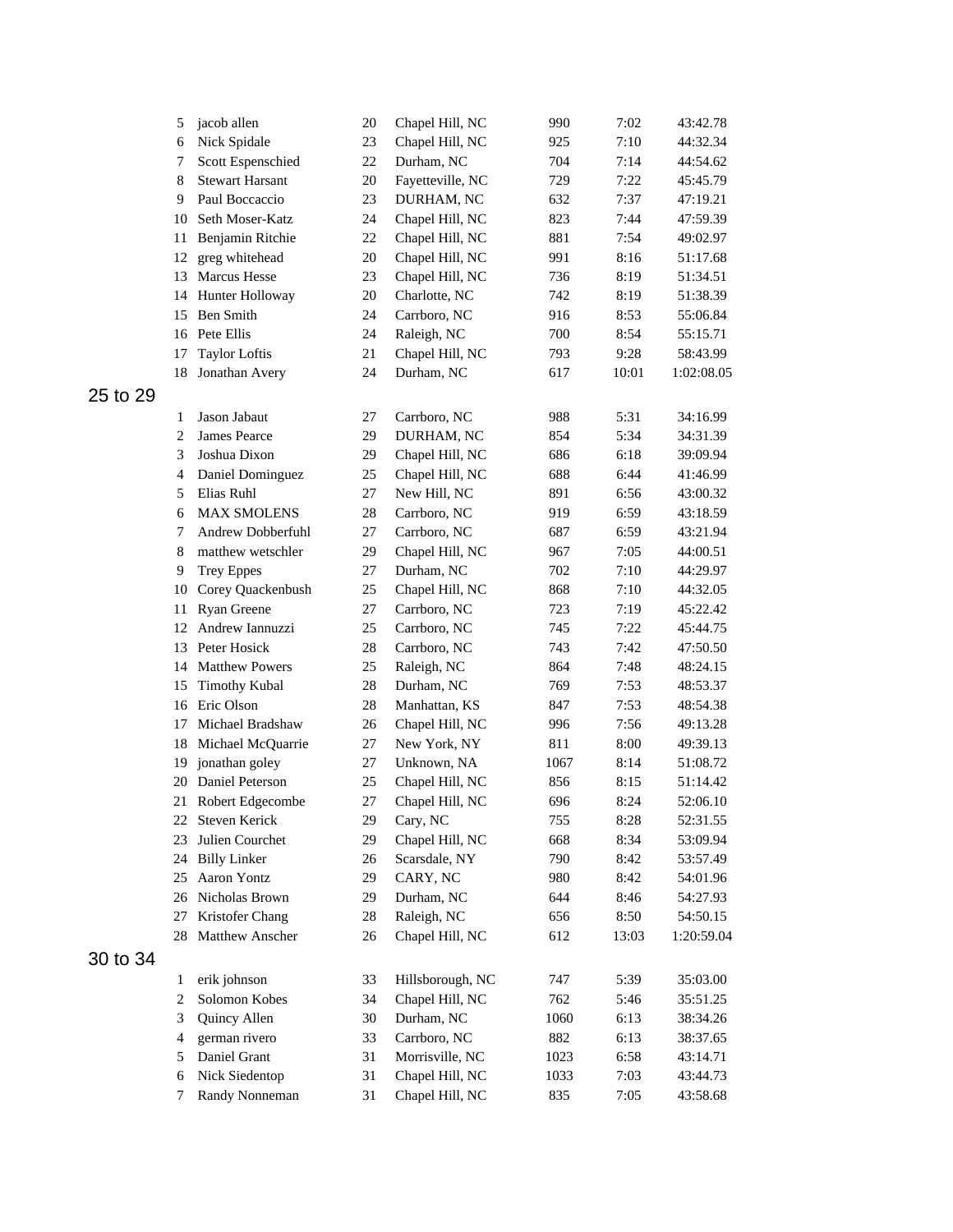| | | | | | | |
|---|---|---|---|---|---|---|
| 5 | jacob allen | 20 | Chapel Hill, NC | 990 | 7:02 | 43:42.78 |
| 6 | Nick Spidale | 23 | Chapel Hill, NC | 925 | 7:10 | 44:32.34 |
| 7 | Scott Espenschied | 22 | Durham, NC | 704 | 7:14 | 44:54.62 |
| 8 | Stewart Harsant | 20 | Fayetteville, NC | 729 | 7:22 | 45:45.79 |
| 9 | Paul Boccaccio | 23 | DURHAM, NC | 632 | 7:37 | 47:19.21 |
| 10 | Seth Moser-Katz | 24 | Chapel Hill, NC | 823 | 7:44 | 47:59.39 |
| 11 | Benjamin Ritchie | 22 | Chapel Hill, NC | 881 | 7:54 | 49:02.97 |
| 12 | greg whitehead | 20 | Chapel Hill, NC | 991 | 8:16 | 51:17.68 |
| 13 | Marcus Hesse | 23 | Chapel Hill, NC | 736 | 8:19 | 51:34.51 |
| 14 | Hunter Holloway | 20 | Charlotte, NC | 742 | 8:19 | 51:38.39 |
| 15 | Ben Smith | 24 | Carrboro, NC | 916 | 8:53 | 55:06.84 |
| 16 | Pete Ellis | 24 | Raleigh, NC | 700 | 8:54 | 55:15.71 |
| 17 | Taylor Loftis | 21 | Chapel Hill, NC | 793 | 9:28 | 58:43.99 |
| 18 | Jonathan Avery | 24 | Durham, NC | 617 | 10:01 | 1:02:08.05 |

## 25 to 29

| | | | | | | |
|---|---|---|---|---|---|---|
| 1 | Jason Jabaut | 27 | Carrboro, NC | 988 | 5:31 | 34:16.99 |
| 2 | James Pearce | 29 | DURHAM, NC | 854 | 5:34 | 34:31.39 |
| 3 | Joshua Dixon | 29 | Chapel Hill, NC | 686 | 6:18 | 39:09.94 |
| 4 | Daniel Dominguez | 25 | Chapel Hill, NC | 688 | 6:44 | 41:46.99 |
| 5 | Elias Ruhl | 27 | New Hill, NC | 891 | 6:56 | 43:00.32 |
| 6 | MAX SMOLENS | 28 | Carrboro, NC | 919 | 6:59 | 43:18.59 |
| 7 | Andrew Dobberfuhl | 27 | Carrboro, NC | 687 | 6:59 | 43:21.94 |
| 8 | matthew wetschler | 29 | Chapel Hill, NC | 967 | 7:05 | 44:00.51 |
| 9 | Trey Eppes | 27 | Durham, NC | 702 | 7:10 | 44:29.97 |
| 10 | Corey Quackenbush | 25 | Chapel Hill, NC | 868 | 7:10 | 44:32.05 |
| 11 | Ryan Greene | 27 | Carrboro, NC | 723 | 7:19 | 45:22.42 |
| 12 | Andrew Iannuzzi | 25 | Carrboro, NC | 745 | 7:22 | 45:44.75 |
| 13 | Peter Hosick | 28 | Carrboro, NC | 743 | 7:42 | 47:50.50 |
| 14 | Matthew Powers | 25 | Raleigh, NC | 864 | 7:48 | 48:24.15 |
| 15 | Timothy Kubal | 28 | Durham, NC | 769 | 7:53 | 48:53.37 |
| 16 | Eric Olson | 28 | Manhattan, KS | 847 | 7:53 | 48:54.38 |
| 17 | Michael Bradshaw | 26 | Chapel Hill, NC | 996 | 7:56 | 49:13.28 |
| 18 | Michael McQuarrie | 27 | New York, NY | 811 | 8:00 | 49:39.13 |
| 19 | jonathan goley | 27 | Unknown, NA | 1067 | 8:14 | 51:08.72 |
| 20 | Daniel Peterson | 25 | Chapel Hill, NC | 856 | 8:15 | 51:14.42 |
| 21 | Robert Edgecombe | 27 | Chapel Hill, NC | 696 | 8:24 | 52:06.10 |
| 22 | Steven Kerick | 29 | Cary, NC | 755 | 8:28 | 52:31.55 |
| 23 | Julien Courchet | 29 | Chapel Hill, NC | 668 | 8:34 | 53:09.94 |
| 24 | Billy Linker | 26 | Scarsdale, NY | 790 | 8:42 | 53:57.49 |
| 25 | Aaron Yontz | 29 | CARY, NC | 980 | 8:42 | 54:01.96 |
| 26 | Nicholas Brown | 29 | Durham, NC | 644 | 8:46 | 54:27.93 |
| 27 | Kristofer Chang | 28 | Raleigh, NC | 656 | 8:50 | 54:50.15 |
| 28 | Matthew Anscher | 26 | Chapel Hill, NC | 612 | 13:03 | 1:20:59.04 |

## 30 to 34

| | | | | | | |
|---|---|---|---|---|---|---|
| 1 | erik johnson | 33 | Hillsborough, NC | 747 | 5:39 | 35:03.00 |
| 2 | Solomon Kobes | 34 | Chapel Hill, NC | 762 | 5:46 | 35:51.25 |
| 3 | Quincy Allen | 30 | Durham, NC | 1060 | 6:13 | 38:34.26 |
| 4 | german rivero | 33 | Carrboro, NC | 882 | 6:13 | 38:37.65 |
| 5 | Daniel Grant | 31 | Morrisville, NC | 1023 | 6:58 | 43:14.71 |
| 6 | Nick Siedentop | 31 | Chapel Hill, NC | 1033 | 7:03 | 43:44.73 |
| 7 | Randy Nonneman | 31 | Chapel Hill, NC | 835 | 7:05 | 43:58.68 |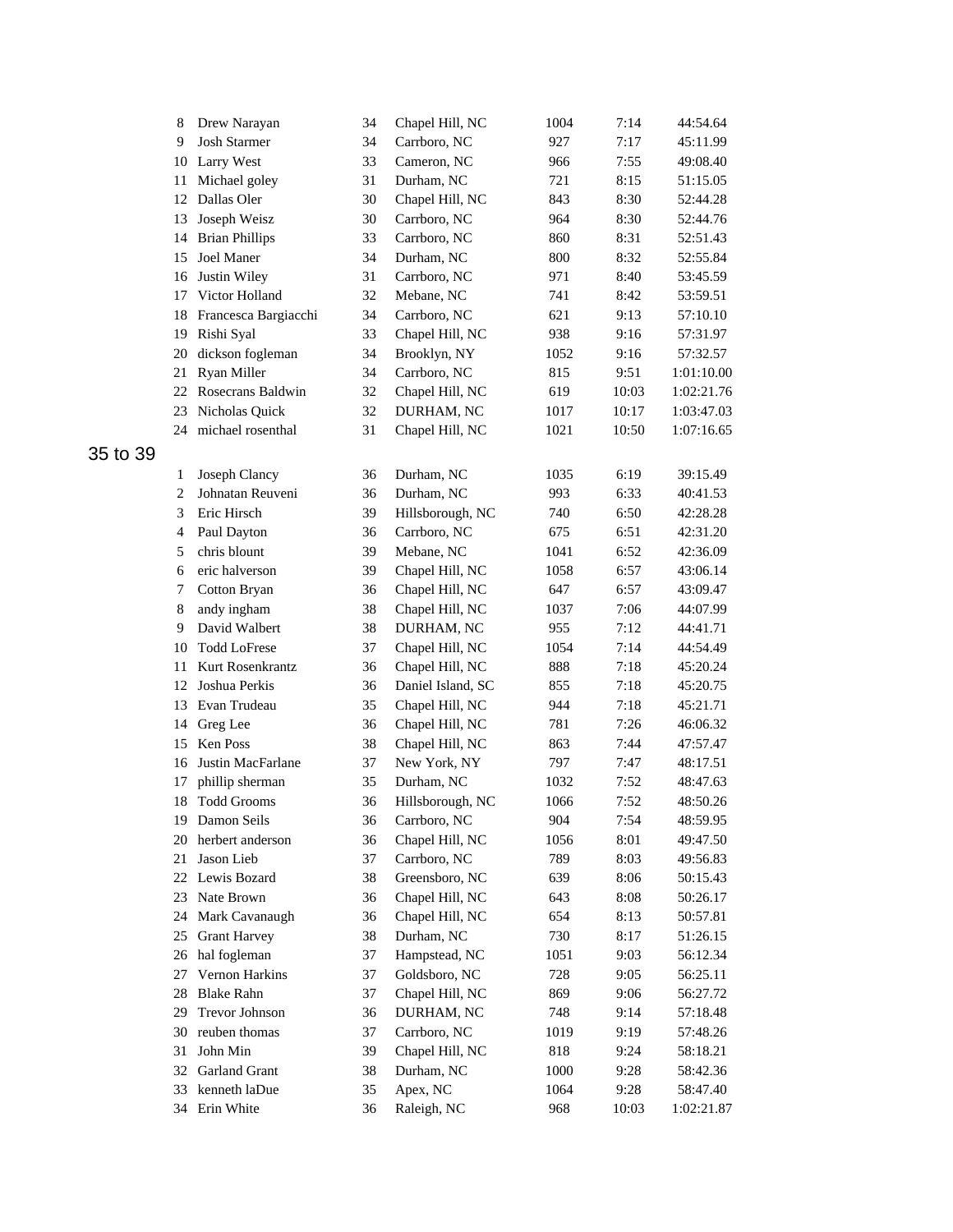| | | | | | | |
|---|---|---|---|---|---|---|
| 8 | Drew Narayan | 34 | Chapel Hill, NC | 1004 | 7:14 | 44:54.64 |
| 9 | Josh Starmer | 34 | Carrboro, NC | 927 | 7:17 | 45:11.99 |
| 10 | Larry West | 33 | Cameron, NC | 966 | 7:55 | 49:08.40 |
| 11 | Michael goley | 31 | Durham, NC | 721 | 8:15 | 51:15.05 |
| 12 | Dallas Oler | 30 | Chapel Hill, NC | 843 | 8:30 | 52:44.28 |
| 13 | Joseph Weisz | 30 | Carrboro, NC | 964 | 8:30 | 52:44.76 |
| 14 | Brian Phillips | 33 | Carrboro, NC | 860 | 8:31 | 52:51.43 |
| 15 | Joel Maner | 34 | Durham, NC | 800 | 8:32 | 52:55.84 |
| 16 | Justin Wiley | 31 | Carrboro, NC | 971 | 8:40 | 53:45.59 |
| 17 | Victor Holland | 32 | Mebane, NC | 741 | 8:42 | 53:59.51 |
| 18 | Francesca Bargiacchi | 34 | Carrboro, NC | 621 | 9:13 | 57:10.10 |
| 19 | Rishi Syal | 33 | Chapel Hill, NC | 938 | 9:16 | 57:31.97 |
| 20 | dickson fogleman | 34 | Brooklyn, NY | 1052 | 9:16 | 57:32.57 |
| 21 | Ryan Miller | 34 | Carrboro, NC | 815 | 9:51 | 1:01:10.00 |
| 22 | Rosecrans Baldwin | 32 | Chapel Hill, NC | 619 | 10:03 | 1:02:21.76 |
| 23 | Nicholas Quick | 32 | DURHAM, NC | 1017 | 10:17 | 1:03:47.03 |
| 24 | michael rosenthal | 31 | Chapel Hill, NC | 1021 | 10:50 | 1:07:16.65 |

## 35 to 39

| | | | | | | |
|---|---|---|---|---|---|---|
| 1 | Joseph Clancy | 36 | Durham, NC | 1035 | 6:19 | 39:15.49 |
| 2 | Johnatan Reuveni | 36 | Durham, NC | 993 | 6:33 | 40:41.53 |
| 3 | Eric Hirsch | 39 | Hillsborough, NC | 740 | 6:50 | 42:28.28 |
| 4 | Paul Dayton | 36 | Carrboro, NC | 675 | 6:51 | 42:31.20 |
| 5 | chris blount | 39 | Mebane, NC | 1041 | 6:52 | 42:36.09 |
| 6 | eric halverson | 39 | Chapel Hill, NC | 1058 | 6:57 | 43:06.14 |
| 7 | Cotton Bryan | 36 | Chapel Hill, NC | 647 | 6:57 | 43:09.47 |
| 8 | andy ingham | 38 | Chapel Hill, NC | 1037 | 7:06 | 44:07.99 |
| 9 | David Walbert | 38 | DURHAM, NC | 955 | 7:12 | 44:41.71 |
| 10 | Todd LoFrese | 37 | Chapel Hill, NC | 1054 | 7:14 | 44:54.49 |
| 11 | Kurt Rosenkrantz | 36 | Chapel Hill, NC | 888 | 7:18 | 45:20.24 |
| 12 | Joshua Perkis | 36 | Daniel Island, SC | 855 | 7:18 | 45:20.75 |
| 13 | Evan Trudeau | 35 | Chapel Hill, NC | 944 | 7:18 | 45:21.71 |
| 14 | Greg Lee | 36 | Chapel Hill, NC | 781 | 7:26 | 46:06.32 |
| 15 | Ken Poss | 38 | Chapel Hill, NC | 863 | 7:44 | 47:57.47 |
| 16 | Justin MacFarlane | 37 | New York, NY | 797 | 7:47 | 48:17.51 |
| 17 | phillip sherman | 35 | Durham, NC | 1032 | 7:52 | 48:47.63 |
| 18 | Todd Grooms | 36 | Hillsborough, NC | 1066 | 7:52 | 48:50.26 |
| 19 | Damon Seils | 36 | Carrboro, NC | 904 | 7:54 | 48:59.95 |
| 20 | herbert anderson | 36 | Chapel Hill, NC | 1056 | 8:01 | 49:47.50 |
| 21 | Jason Lieb | 37 | Carrboro, NC | 789 | 8:03 | 49:56.83 |
| 22 | Lewis Bozard | 38 | Greensboro, NC | 639 | 8:06 | 50:15.43 |
| 23 | Nate Brown | 36 | Chapel Hill, NC | 643 | 8:08 | 50:26.17 |
| 24 | Mark Cavanaugh | 36 | Chapel Hill, NC | 654 | 8:13 | 50:57.81 |
| 25 | Grant Harvey | 38 | Durham, NC | 730 | 8:17 | 51:26.15 |
| 26 | hal fogleman | 37 | Hampstead, NC | 1051 | 9:03 | 56:12.34 |
| 27 | Vernon Harkins | 37 | Goldsboro, NC | 728 | 9:05 | 56:25.11 |
| 28 | Blake Rahn | 37 | Chapel Hill, NC | 869 | 9:06 | 56:27.72 |
| 29 | Trevor Johnson | 36 | DURHAM, NC | 748 | 9:14 | 57:18.48 |
| 30 | reuben thomas | 37 | Carrboro, NC | 1019 | 9:19 | 57:48.26 |
| 31 | John Min | 39 | Chapel Hill, NC | 818 | 9:24 | 58:18.21 |
| 32 | Garland Grant | 38 | Durham, NC | 1000 | 9:28 | 58:42.36 |
| 33 | kenneth laDue | 35 | Apex, NC | 1064 | 9:28 | 58:47.40 |
| 34 | Erin White | 36 | Raleigh, NC | 968 | 10:03 | 1:02:21.87 |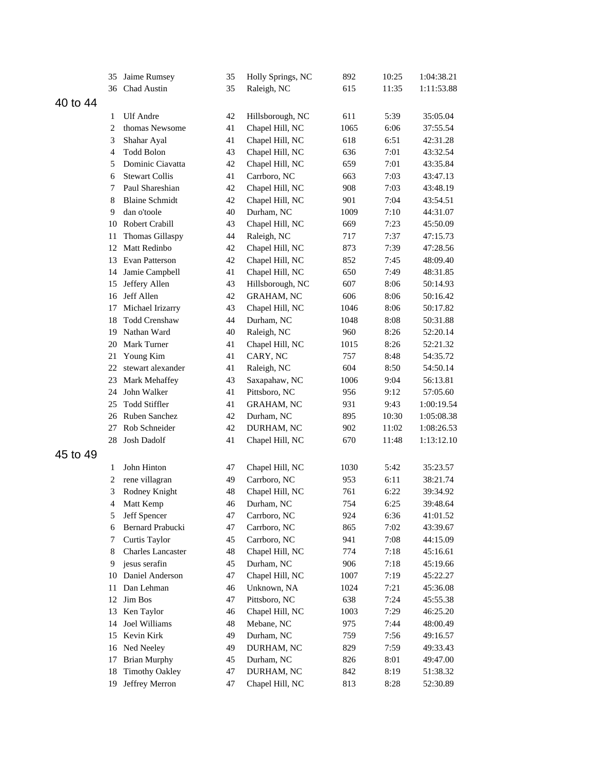| | | | | | | |
|---|---|---|---|---|---|---|
| 35 | Jaime Rumsey | 35 | Holly Springs, NC | 892 | 10:25 | 1:04:38.21 |
| 36 | Chad Austin | 35 | Raleigh, NC | 615 | 11:35 | 1:11:53.88 |

## 40 to 44

| | | | | | | |
|---|---|---|---|---|---|---|
| 1 | Ulf Andre | 42 | Hillsborough, NC | 611 | 5:39 | 35:05.04 |
| 2 | thomas Newsome | 41 | Chapel Hill, NC | 1065 | 6:06 | 37:55.54 |
| 3 | Shahar Ayal | 41 | Chapel Hill, NC | 618 | 6:51 | 42:31.28 |
| 4 | Todd Bolon | 43 | Chapel Hill, NC | 636 | 7:01 | 43:32.54 |
| 5 | Dominic Ciavatta | 42 | Chapel Hill, NC | 659 | 7:01 | 43:35.84 |
| 6 | Stewart Collis | 41 | Carrboro, NC | 663 | 7:03 | 43:47.13 |
| 7 | Paul Shareshian | 42 | Chapel Hill, NC | 908 | 7:03 | 43:48.19 |
| 8 | Blaine Schmidt | 42 | Chapel Hill, NC | 901 | 7:04 | 43:54.51 |
| 9 | dan o'toole | 40 | Durham, NC | 1009 | 7:10 | 44:31.07 |
| 10 | Robert Crabill | 43 | Chapel Hill, NC | 669 | 7:23 | 45:50.09 |
| 11 | Thomas Gillaspy | 44 | Raleigh, NC | 717 | 7:37 | 47:15.73 |
| 12 | Matt Redinbo | 42 | Chapel Hill, NC | 873 | 7:39 | 47:28.56 |
| 13 | Evan Patterson | 42 | Chapel Hill, NC | 852 | 7:45 | 48:09.40 |
| 14 | Jamie Campbell | 41 | Chapel Hill, NC | 650 | 7:49 | 48:31.85 |
| 15 | Jeffery Allen | 43 | Hillsborough, NC | 607 | 8:06 | 50:14.93 |
| 16 | Jeff Allen | 42 | GRAHAM, NC | 606 | 8:06 | 50:16.42 |
| 17 | Michael Irizarry | 43 | Chapel Hill, NC | 1046 | 8:06 | 50:17.82 |
| 18 | Todd Crenshaw | 44 | Durham, NC | 1048 | 8:08 | 50:31.88 |
| 19 | Nathan Ward | 40 | Raleigh, NC | 960 | 8:26 | 52:20.14 |
| 20 | Mark Turner | 41 | Chapel Hill, NC | 1015 | 8:26 | 52:21.32 |
| 21 | Young Kim | 41 | CARY, NC | 757 | 8:48 | 54:35.72 |
| 22 | stewart alexander | 41 | Raleigh, NC | 604 | 8:50 | 54:50.14 |
| 23 | Mark Mehaffey | 43 | Saxapahaw, NC | 1006 | 9:04 | 56:13.81 |
| 24 | John Walker | 41 | Pittsboro, NC | 956 | 9:12 | 57:05.60 |
| 25 | Todd Stiffler | 41 | GRAHAM, NC | 931 | 9:43 | 1:00:19.54 |
| 26 | Ruben Sanchez | 42 | Durham, NC | 895 | 10:30 | 1:05:08.38 |
| 27 | Rob Schneider | 42 | DURHAM, NC | 902 | 11:02 | 1:08:26.53 |
| 28 | Josh Dadolf | 41 | Chapel Hill, NC | 670 | 11:48 | 1:13:12.10 |

## 45 to 49

| | | | | | | |
|---|---|---|---|---|---|---|
| 1 | John Hinton | 47 | Chapel Hill, NC | 1030 | 5:42 | 35:23.57 |
| 2 | rene villagran | 49 | Carrboro, NC | 953 | 6:11 | 38:21.74 |
| 3 | Rodney Knight | 48 | Chapel Hill, NC | 761 | 6:22 | 39:34.92 |
| 4 | Matt Kemp | 46 | Durham, NC | 754 | 6:25 | 39:48.64 |
| 5 | Jeff Spencer | 47 | Carrboro, NC | 924 | 6:36 | 41:01.52 |
| 6 | Bernard Prabucki | 47 | Carrboro, NC | 865 | 7:02 | 43:39.67 |
| 7 | Curtis Taylor | 45 | Carrboro, NC | 941 | 7:08 | 44:15.09 |
| 8 | Charles Lancaster | 48 | Chapel Hill, NC | 774 | 7:18 | 45:16.61 |
| 9 | jesus serafin | 45 | Durham, NC | 906 | 7:18 | 45:19.66 |
| 10 | Daniel Anderson | 47 | Chapel Hill, NC | 1007 | 7:19 | 45:22.27 |
| 11 | Dan Lehman | 46 | Unknown, NA | 1024 | 7:21 | 45:36.08 |
| 12 | Jim Bos | 47 | Pittsboro, NC | 638 | 7:24 | 45:55.38 |
| 13 | Ken Taylor | 46 | Chapel Hill, NC | 1003 | 7:29 | 46:25.20 |
| 14 | Joel Williams | 48 | Mebane, NC | 975 | 7:44 | 48:00.49 |
| 15 | Kevin Kirk | 49 | Durham, NC | 759 | 7:56 | 49:16.57 |
| 16 | Ned Neeley | 49 | DURHAM, NC | 829 | 7:59 | 49:33.43 |
| 17 | Brian Murphy | 45 | Durham, NC | 826 | 8:01 | 49:47.00 |
| 18 | Timothy Oakley | 47 | DURHAM, NC | 842 | 8:19 | 51:38.32 |
| 19 | Jeffrey Merron | 47 | Chapel Hill, NC | 813 | 8:28 | 52:30.89 |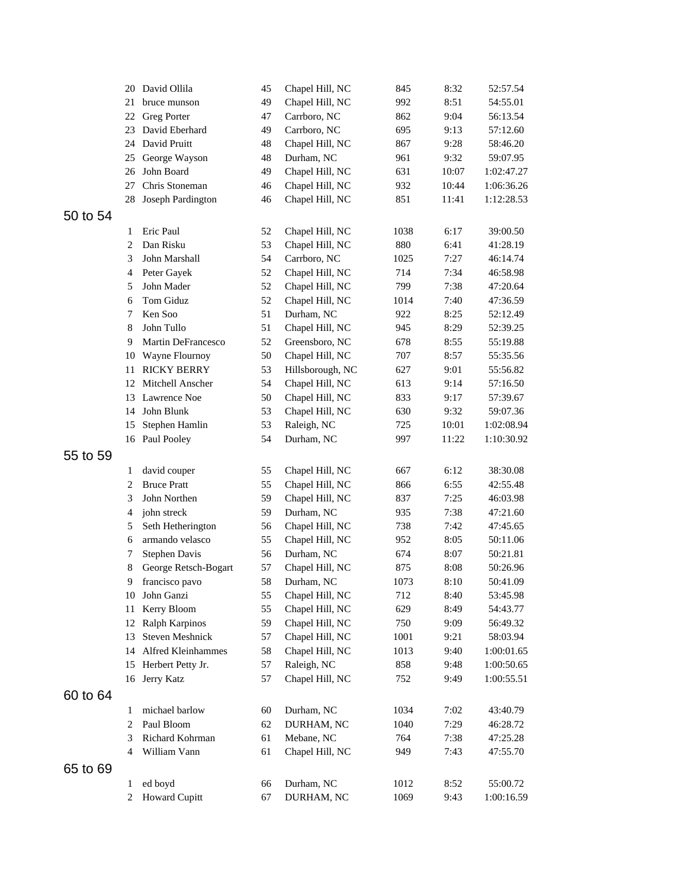| | | | | | | |
|---|---|---|---|---|---|---|
| 20 | David Ollila | 45 | Chapel Hill, NC | 845 | 8:32 | 52:57.54 |
| 21 | bruce munson | 49 | Chapel Hill, NC | 992 | 8:51 | 54:55.01 |
| 22 | Greg Porter | 47 | Carrboro, NC | 862 | 9:04 | 56:13.54 |
| 23 | David Eberhard | 49 | Carrboro, NC | 695 | 9:13 | 57:12.60 |
| 24 | David Pruitt | 48 | Chapel Hill, NC | 867 | 9:28 | 58:46.20 |
| 25 | George Wayson | 48 | Durham, NC | 961 | 9:32 | 59:07.95 |
| 26 | John Board | 49 | Chapel Hill, NC | 631 | 10:07 | 1:02:47.27 |
| 27 | Chris Stoneman | 46 | Chapel Hill, NC | 932 | 10:44 | 1:06:36.26 |
| 28 | Joseph Pardington | 46 | Chapel Hill, NC | 851 | 11:41 | 1:12:28.53 |

## 50 to 54

| | | | | | | |
|---|---|---|---|---|---|---|
| 1 | Eric Paul | 52 | Chapel Hill, NC | 1038 | 6:17 | 39:00.50 |
| 2 | Dan Risku | 53 | Chapel Hill, NC | 880 | 6:41 | 41:28.19 |
| 3 | John Marshall | 54 | Carrboro, NC | 1025 | 7:27 | 46:14.74 |
| 4 | Peter Gayek | 52 | Chapel Hill, NC | 714 | 7:34 | 46:58.98 |
| 5 | John Mader | 52 | Chapel Hill, NC | 799 | 7:38 | 47:20.64 |
| 6 | Tom Giduz | 52 | Chapel Hill, NC | 1014 | 7:40 | 47:36.59 |
| 7 | Ken Soo | 51 | Durham, NC | 922 | 8:25 | 52:12.49 |
| 8 | John Tullo | 51 | Chapel Hill, NC | 945 | 8:29 | 52:39.25 |
| 9 | Martin DeFrancesco | 52 | Greensboro, NC | 678 | 8:55 | 55:19.88 |
| 10 | Wayne Flournoy | 50 | Chapel Hill, NC | 707 | 8:57 | 55:35.56 |
| 11 | RICKY BERRY | 53 | Hillsborough, NC | 627 | 9:01 | 55:56.82 |
| 12 | Mitchell Anscher | 54 | Chapel Hill, NC | 613 | 9:14 | 57:16.50 |
| 13 | Lawrence Noe | 50 | Chapel Hill, NC | 833 | 9:17 | 57:39.67 |
| 14 | John Blunk | 53 | Chapel Hill, NC | 630 | 9:32 | 59:07.36 |
| 15 | Stephen Hamlin | 53 | Raleigh, NC | 725 | 10:01 | 1:02:08.94 |
| 16 | Paul Pooley | 54 | Durham, NC | 997 | 11:22 | 1:10:30.92 |

## 55 to 59

| | | | | | | |
|---|---|---|---|---|---|---|
| 1 | david couper | 55 | Chapel Hill, NC | 667 | 6:12 | 38:30.08 |
| 2 | Bruce Pratt | 55 | Chapel Hill, NC | 866 | 6:55 | 42:55.48 |
| 3 | John Northen | 59 | Chapel Hill, NC | 837 | 7:25 | 46:03.98 |
| 4 | john streck | 59 | Durham, NC | 935 | 7:38 | 47:21.60 |
| 5 | Seth Hetherington | 56 | Chapel Hill, NC | 738 | 7:42 | 47:45.65 |
| 6 | armando velasco | 55 | Chapel Hill, NC | 952 | 8:05 | 50:11.06 |
| 7 | Stephen Davis | 56 | Durham, NC | 674 | 8:07 | 50:21.81 |
| 8 | George Retsch-Bogart | 57 | Chapel Hill, NC | 875 | 8:08 | 50:26.96 |
| 9 | francisco pavo | 58 | Durham, NC | 1073 | 8:10 | 50:41.09 |
| 10 | John Ganzi | 55 | Chapel Hill, NC | 712 | 8:40 | 53:45.98 |
| 11 | Kerry Bloom | 55 | Chapel Hill, NC | 629 | 8:49 | 54:43.77 |
| 12 | Ralph Karpinos | 59 | Chapel Hill, NC | 750 | 9:09 | 56:49.32 |
| 13 | Steven Meshnick | 57 | Chapel Hill, NC | 1001 | 9:21 | 58:03.94 |
| 14 | Alfred Kleinhammes | 58 | Chapel Hill, NC | 1013 | 9:40 | 1:00:01.65 |
| 15 | Herbert Petty Jr. | 57 | Raleigh, NC | 858 | 9:48 | 1:00:50.65 |
| 16 | Jerry Katz | 57 | Chapel Hill, NC | 752 | 9:49 | 1:00:55.51 |

## 60 to 64

| | | | | | | |
|---|---|---|---|---|---|---|
| 1 | michael barlow | 60 | Durham, NC | 1034 | 7:02 | 43:40.79 |
| 2 | Paul Bloom | 62 | DURHAM, NC | 1040 | 7:29 | 46:28.72 |
| 3 | Richard Kohrman | 61 | Mebane, NC | 764 | 7:38 | 47:25.28 |
| 4 | William Vann | 61 | Chapel Hill, NC | 949 | 7:43 | 47:55.70 |

## 65 to 69

| | | | | | | |
|---|---|---|---|---|---|---|
| 1 | ed boyd | 66 | Durham, NC | 1012 | 8:52 | 55:00.72 |
| 2 | Howard Cupitt | 67 | DURHAM, NC | 1069 | 9:43 | 1:00:16.59 |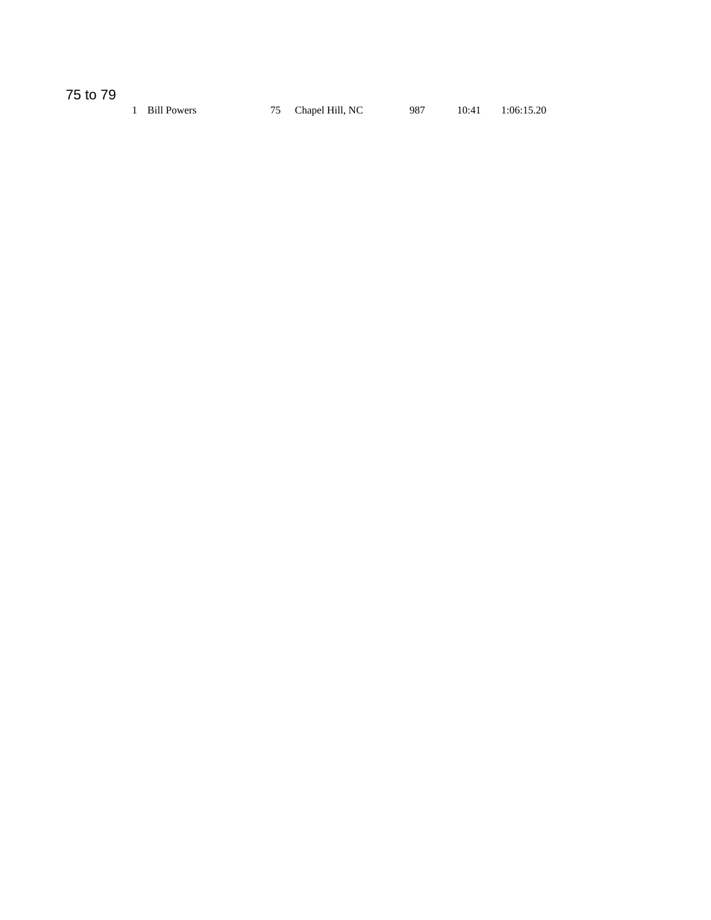## 75 to 79

| | | | | | | |
|---|---|---|---|---|---|---|
| 1 | Bill Powers | 75 | Chapel Hill, NC | 987 | 10:41 | 1:06:15.20 |